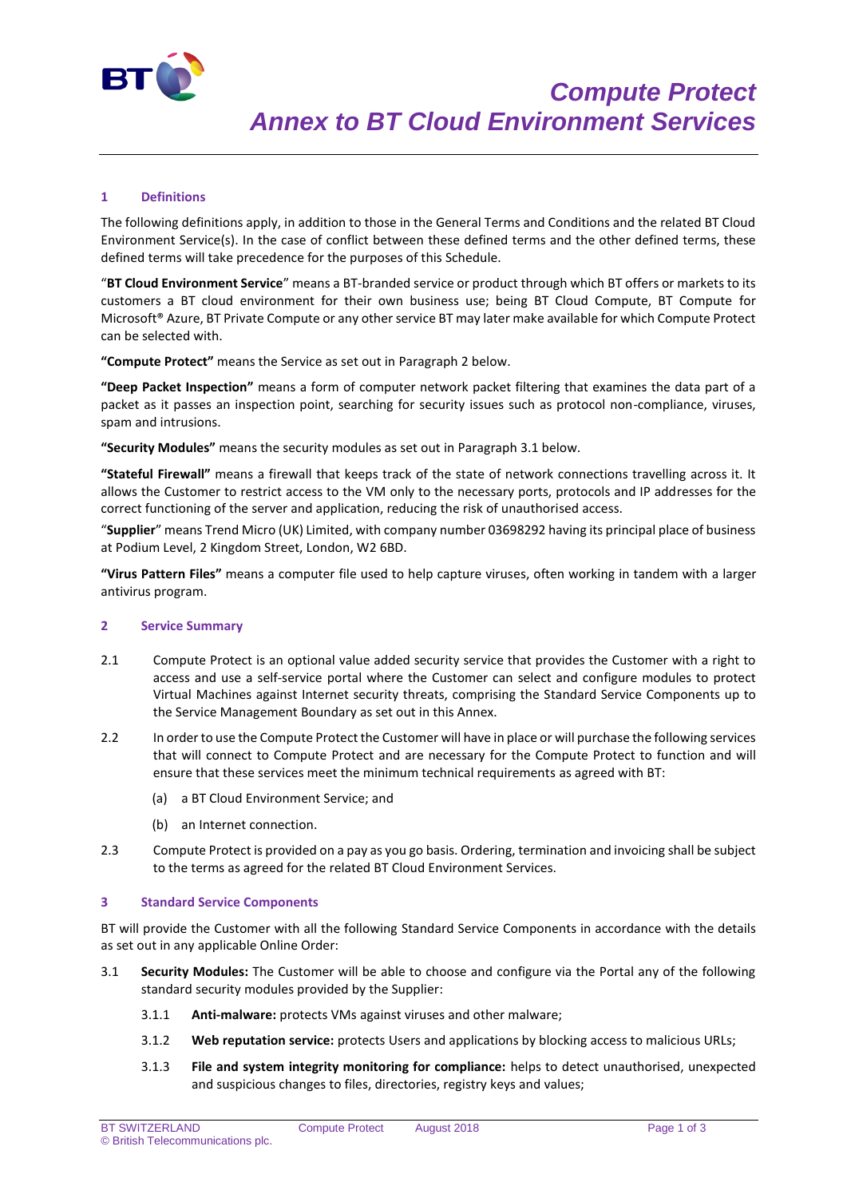# Compute Protect
# *Annex to BT Cloud Environment Services*

## 1 Definitions

The following definitions apply, in addition to those in the General Terms and Conditions and the related BT Cloud Environment Service(s). In the case of conflict between these defined terms and the other defined terms, these defined terms will take precedence for the purposes of this Schedule.

"**BT Cloud Environment Service**" means a BT-branded service or product through which BT offers or markets to its customers a BT cloud environment for their own business use; being BT Cloud Compute, BT Compute for Microsoft® Azure, BT Private Compute or any other service BT may later make available for which Compute Protect can be selected with.

**"Compute Protect"** means the Service as set out in Paragraph 2 below.

**"Deep Packet Inspection"** means a form of computer network packet filtering that examines the data part of a packet as it passes an inspection point, searching for security issues such as protocol non-compliance, viruses, spam and intrusions.

**"Security Modules"** means the security modules as set out in Paragraph 3.1 below.

**"Stateful Firewall"** means a firewall that keeps track of the state of network connections travelling across it. It allows the Customer to restrict access to the VM only to the necessary ports, protocols and IP addresses for the correct functioning of the server and application, reducing the risk of unauthorised access.

"**Supplier**" means Trend Micro (UK) Limited, with company number 03698292 having its principal place of business at Podium Level, 2 Kingdom Street, London, W2 6BD.

**"Virus Pattern Files"** means a computer file used to help capture viruses, often working in tandem with a larger antivirus program.

## 2 Service Summary

2.1 Compute Protect is an optional value added security service that provides the Customer with a right to access and use a self-service portal where the Customer can select and configure modules to protect Virtual Machines against Internet security threats, comprising the Standard Service Components up to the Service Management Boundary as set out in this Annex.

2.2 In order to use the Compute Protect the Customer will have in place or will purchase the following services that will connect to Compute Protect and are necessary for the Compute Protect to function and will ensure that these services meet the minimum technical requirements as agreed with BT:

(a) a BT Cloud Environment Service; and

(b) an Internet connection.

2.3 Compute Protect is provided on a pay as you go basis. Ordering, termination and invoicing shall be subject to the terms as agreed for the related BT Cloud Environment Services.

## 3 Standard Service Components

BT will provide the Customer with all the following Standard Service Components in accordance with the details as set out in any applicable Online Order:

3.1 **Security Modules:** The Customer will be able to choose and configure via the Portal any of the following standard security modules provided by the Supplier:

3.1.1 **Anti-malware:** protects VMs against viruses and other malware;

3.1.2 **Web reputation service:** protects Users and applications by blocking access to malicious URLs;

3.1.3 **File and system integrity monitoring for compliance:** helps to detect unauthorised, unexpected and suspicious changes to files, directories, registry keys and values;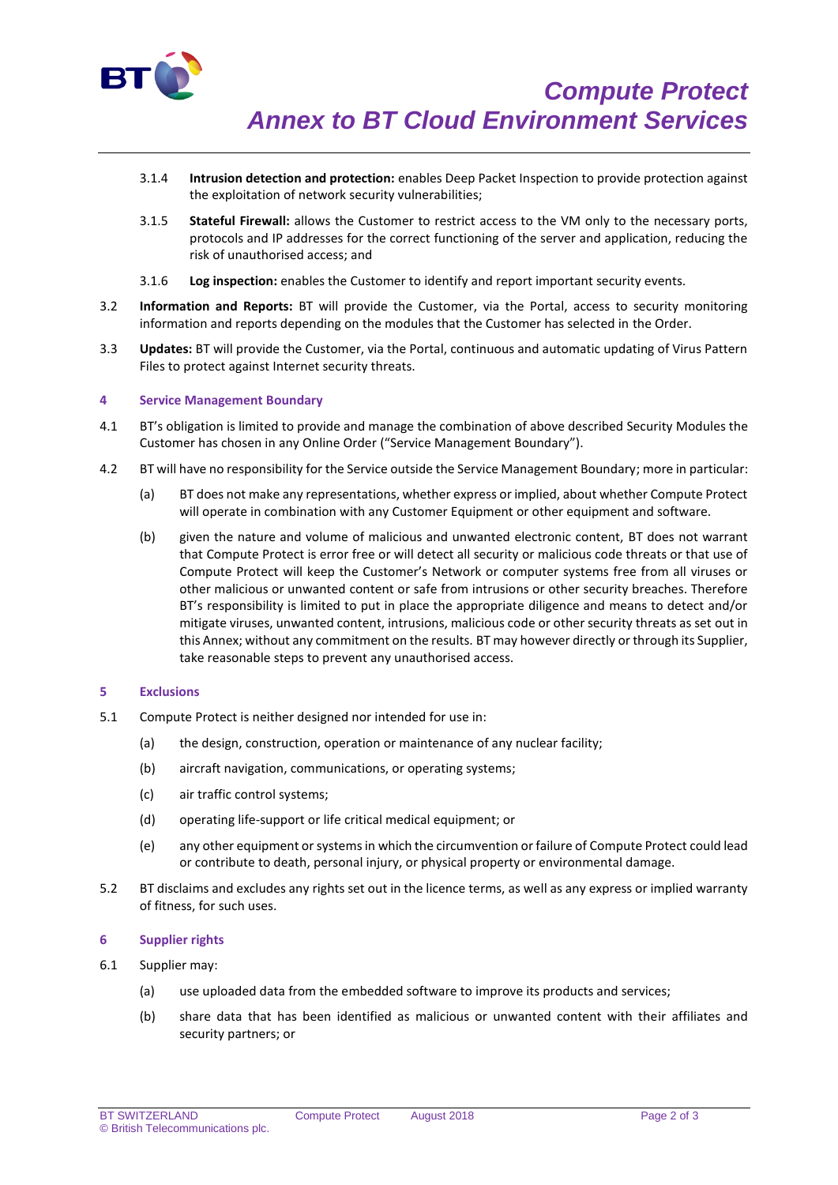3.1.4 **Intrusion detection and protection:** enables Deep Packet Inspection to provide protection against the exploitation of network security vulnerabilities;

3.1.5 **Stateful Firewall:** allows the Customer to restrict access to the VM only to the necessary ports, protocols and IP addresses for the correct functioning of the server and application, reducing the risk of unauthorised access; and

3.1.6 **Log inspection:** enables the Customer to identify and report important security events.

3.2 **Information and Reports:** BT will provide the Customer, via the Portal, access to security monitoring information and reports depending on the modules that the Customer has selected in the Order.

3.3 **Updates:** BT will provide the Customer, via the Portal, continuous and automatic updating of Virus Pattern Files to protect against Internet security threats.

## 4 Service Management Boundary

4.1 BT's obligation is limited to provide and manage the combination of above described Security Modules the Customer has chosen in any Online Order ("Service Management Boundary").

4.2 BT will have no responsibility for the Service outside the Service Management Boundary; more in particular:

(a) BT does not make any representations, whether express or implied, about whether Compute Protect will operate in combination with any Customer Equipment or other equipment and software.

(b) given the nature and volume of malicious and unwanted electronic content, BT does not warrant that Compute Protect is error free or will detect all security or malicious code threats or that use of Compute Protect will keep the Customer's Network or computer systems free from all viruses or other malicious or unwanted content or safe from intrusions or other security breaches. Therefore BT's responsibility is limited to put in place the appropriate diligence and means to detect and/or mitigate viruses, unwanted content, intrusions, malicious code or other security threats as set out in this Annex; without any commitment on the results. BT may however directly or through its Supplier, take reasonable steps to prevent any unauthorised access.

## 5 Exclusions

5.1 Compute Protect is neither designed nor intended for use in:

(a) the design, construction, operation or maintenance of any nuclear facility;

(b) aircraft navigation, communications, or operating systems;

(c) air traffic control systems;

(d) operating life-support or life critical medical equipment; or

(e) any other equipment or systems in which the circumvention or failure of Compute Protect could lead or contribute to death, personal injury, or physical property or environmental damage.

5.2 BT disclaims and excludes any rights set out in the licence terms, as well as any express or implied warranty of fitness, for such uses.

## 6 Supplier rights

6.1 Supplier may:

(a) use uploaded data from the embedded software to improve its products and services;

(b) share data that has been identified as malicious or unwanted content with their affiliates and security partners; or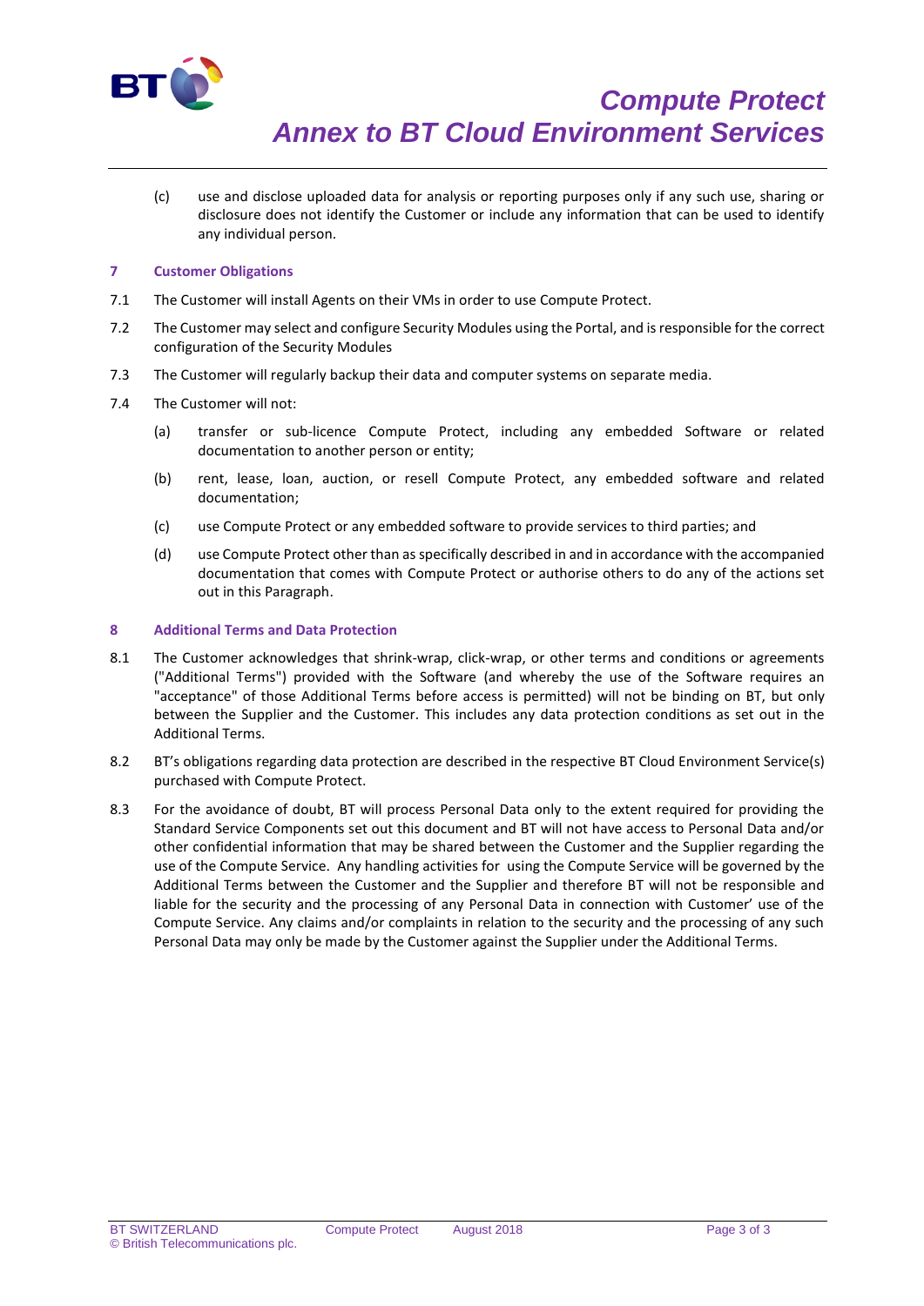(c) use and disclose uploaded data for analysis or reporting purposes only if any such use, sharing or disclosure does not identify the Customer or include any information that can be used to identify any individual person.

## 7 Customer Obligations

7.1 The Customer will install Agents on their VMs in order to use Compute Protect.

7.2 The Customer may select and configure Security Modules using the Portal, and is responsible for the correct configuration of the Security Modules

7.3 The Customer will regularly backup their data and computer systems on separate media.

7.4 The Customer will not:

(a) transfer or sub-licence Compute Protect, including any embedded Software or related documentation to another person or entity;

(b) rent, lease, loan, auction, or resell Compute Protect, any embedded software and related documentation;

(c) use Compute Protect or any embedded software to provide services to third parties; and

(d) use Compute Protect other than as specifically described in and in accordance with the accompanied documentation that comes with Compute Protect or authorise others to do any of the actions set out in this Paragraph.

## 8 Additional Terms and Data Protection

8.1 The Customer acknowledges that shrink-wrap, click-wrap, or other terms and conditions or agreements ("Additional Terms") provided with the Software (and whereby the use of the Software requires an "acceptance" of those Additional Terms before access is permitted) will not be binding on BT, but only between the Supplier and the Customer. This includes any data protection conditions as set out in the Additional Terms.

8.2 BT's obligations regarding data protection are described in the respective BT Cloud Environment Service(s) purchased with Compute Protect.

8.3 For the avoidance of doubt, BT will process Personal Data only to the extent required for providing the Standard Service Components set out this document and BT will not have access to Personal Data and/or other confidential information that may be shared between the Customer and the Supplier regarding the use of the Compute Service. Any handling activities for using the Compute Service will be governed by the Additional Terms between the Customer and the Supplier and therefore BT will not be responsible and liable for the security and the processing of any Personal Data in connection with Customer' use of the Compute Service. Any claims and/or complaints in relation to the security and the processing of any such Personal Data may only be made by the Customer against the Supplier under the Additional Terms.